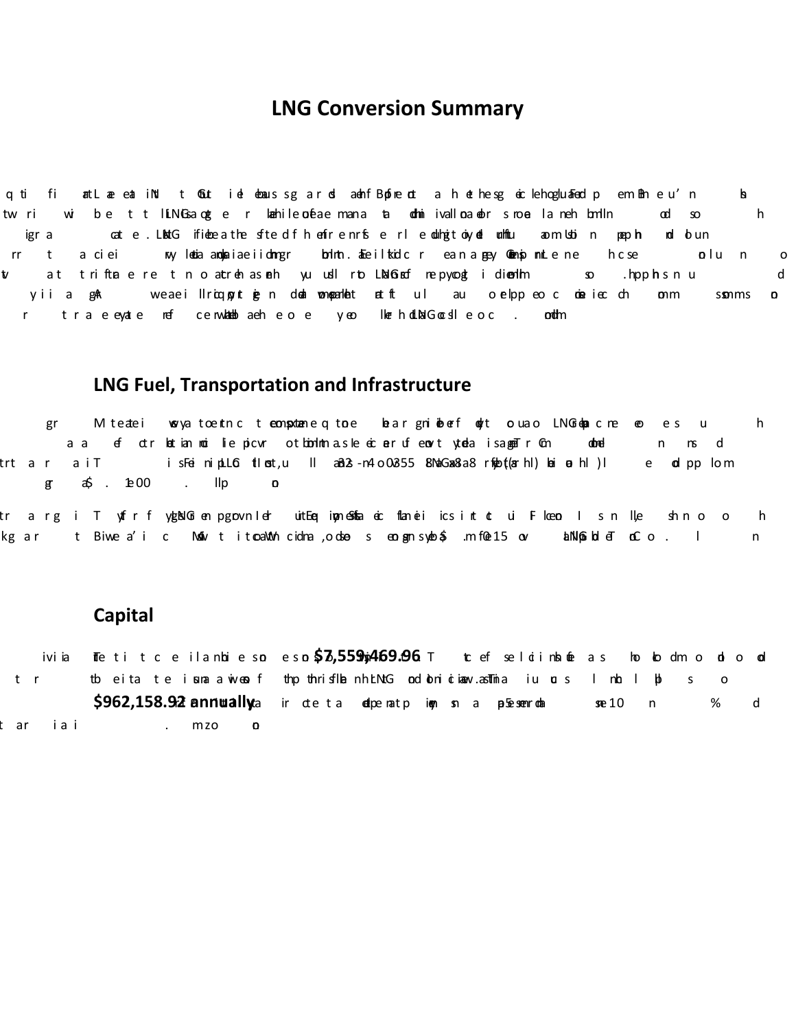# LNG Conversion Summary

## LNG Fuel, Transportation and Infrastructure

## Capital

**$7,559,469.96**

**$962,158.92 annually**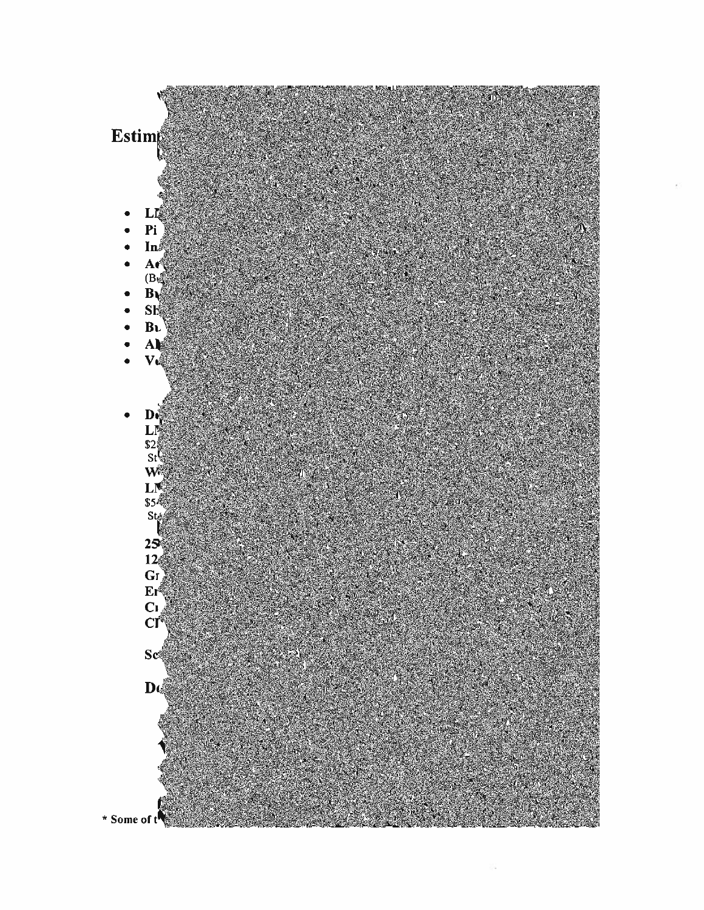**Estim**

- **LL**
- **Pi**
- **In**
- **Ar**
  (Bu
- **Br**
- **Sh**
- **Bu**
- **Al**
- **Ve**

- **De**
  **LN**
  $2
  St
  **W**
  **LN**
  $5
  St

  **25**
  **12**
  **Gr**
  **Er**
  **Cr**
  **CP**

  **Sc**

  **De**

**\* Some of t**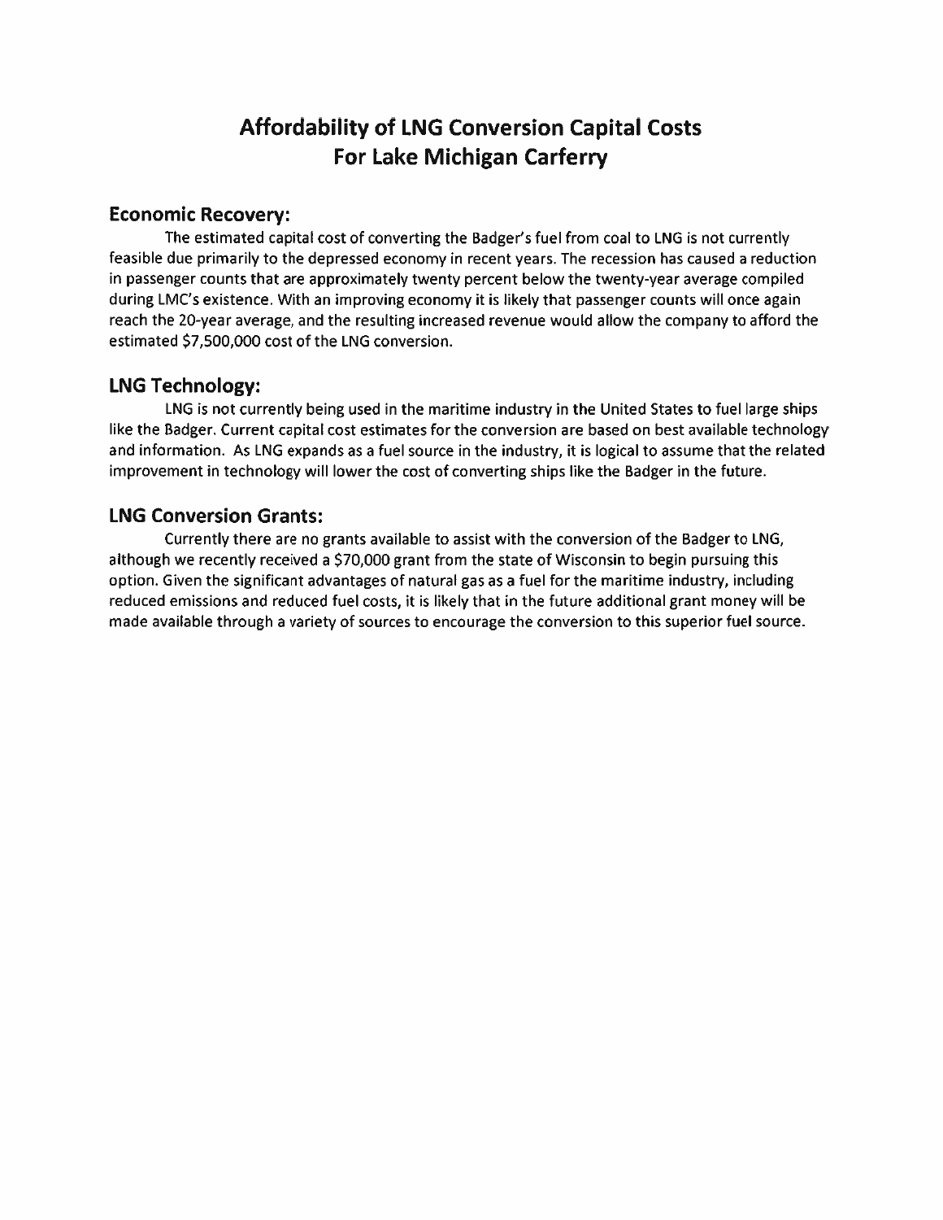# Affordability of LNG Conversion Capital Costs For Lake Michigan Carferry

## Economic Recovery:

The estimated capital cost of converting the Badger's fuel from coal to LNG is not currently feasible due primarily to the depressed economy in recent years. The recession has caused a reduction in passenger counts that are approximately twenty percent below the twenty-year average compiled during LMC's existence. With an improving economy it is likely that passenger counts will once again reach the 20-year average, and the resulting increased revenue would allow the company to afford the estimated $7,500,000 cost of the LNG conversion.

## LNG Technology:

LNG is not currently being used in the maritime industry in the United States to fuel large ships like the Badger. Current capital cost estimates for the conversion are based on best available technology and information. As LNG expands as a fuel source in the industry, it is logical to assume that the related improvement in technology will lower the cost of converting ships like the Badger in the future.

## LNG Conversion Grants:

Currently there are no grants available to assist with the conversion of the Badger to LNG, although we recently received a $70,000 grant from the state of Wisconsin to begin pursuing this option. Given the significant advantages of natural gas as a fuel for the maritime industry, including reduced emissions and reduced fuel costs, it is likely that in the future additional grant money will be made available through a variety of sources to encourage the conversion to this superior fuel source.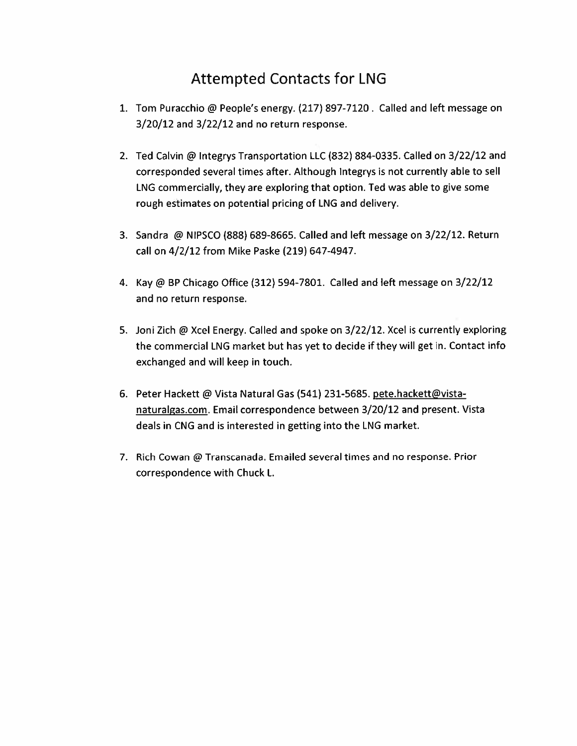# Attempted Contacts for LNG

1. Tom Puracchio @ People's energy. (217) 897-7120 . Called and left message on 3/20/12 and 3/22/12 and no return response.

2. Ted Calvin @ Integrys Transportation LLC (832) 884-0335. Called on 3/22/12 and corresponded several times after. Although Integrys is not currently able to sell LNG commercially, they are exploring that option. Ted was able to give some rough estimates on potential pricing of LNG and delivery.

3. Sandra @ NIPSCO (888) 689-8665. Called and left message on 3/22/12. Return call on 4/2/12 from Mike Paske (219) 647-4947.

4. Kay @ BP Chicago Office (312) 594-7801. Called and left message on 3/22/12 and no return response.

5. Joni Zich @ Xcel Energy. Called and spoke on 3/22/12. Xcel is currently exploring the commercial LNG market but has yet to decide if they will get in. Contact info exchanged and will keep in touch.

6. Peter Hackett @ Vista Natural Gas (541) 231-5685. pete.hackett@vista-naturalgas.com. Email correspondence between 3/20/12 and present. Vista deals in CNG and is interested in getting into the LNG market.

7. Rich Cowan @ Transcanada. Emailed several times and no response. Prior correspondence with Chuck L.